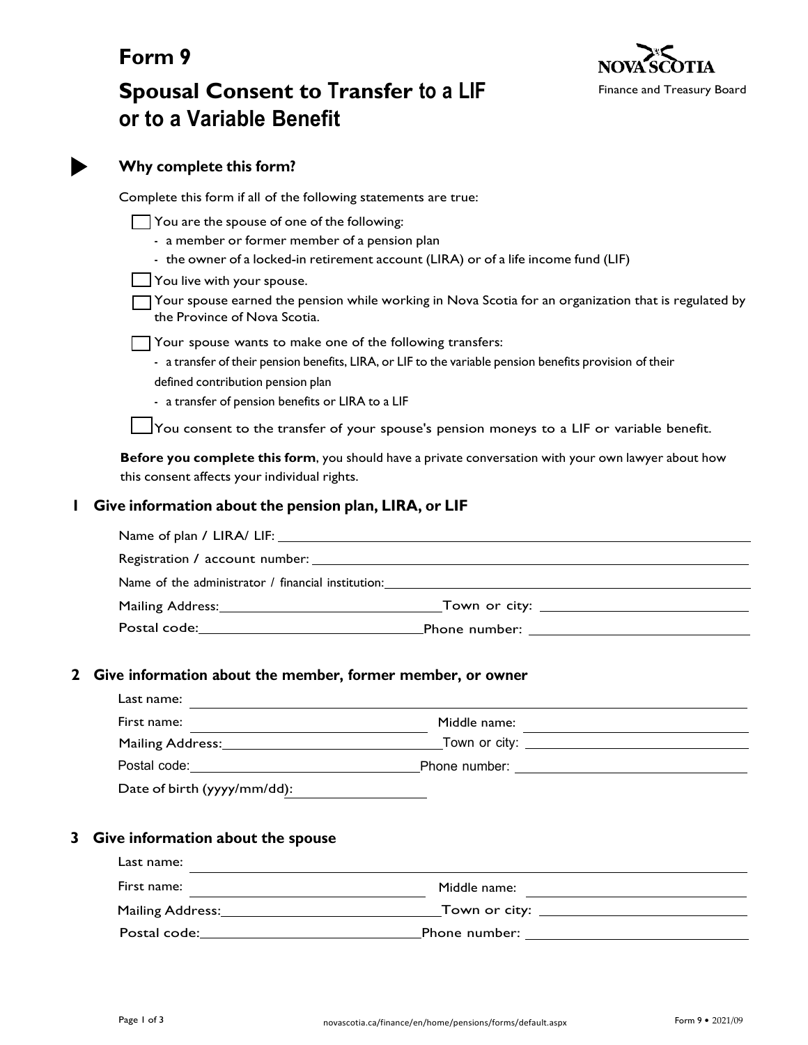# Form 9

# Spousal Consent to Transfer to a LIF or to a Variable Benefit

NOVA SCOTIA
Finance and Treasury Board

## Why complete this form?

Complete this form if all of the following statements are true:

- [ ] You are the spouse of one of the following:
  - a member or former member of a pension plan
  - the owner of a locked-in retirement account (LIRA) or of a life income fund (LIF)
- [ ] You live with your spouse.
- [ ] Your spouse earned the pension while working in Nova Scotia for an organization that is regulated by the Province of Nova Scotia.
- [ ] Your spouse wants to make one of the following transfers:
  - a transfer of their pension benefits, LIRA, or LIF to the variable pension benefits provision of their defined contribution pension plan
  - a transfer of pension benefits or LIRA to a LIF
- [ ] You consent to the transfer of your spouse's pension moneys to a LIF or variable benefit.

**Before you complete this form**, you should have a private conversation with your own lawyer about how this consent affects your individual rights.

## 1 Give information about the pension plan, LIRA, or LIF

Name of plan / LIRA/ LIF: ______________________

Registration / account number: ______________________

Name of the administrator / financial institution: ______________________

Mailing Address: ______________________ Town or city: ______________________

Postal code: ______________________ Phone number: ______________________

## 2 Give information about the member, former member, or owner

Last name: ______________________

First name: ______________________ Middle name: ______________________

Mailing Address: ______________________ Town or city: ______________________

Postal code: ______________________ Phone number: ______________________

Date of birth (yyyy/mm/dd): ______________________

## 3 Give information about the spouse

Last name: ______________________

First name: ______________________ Middle name: ______________________

Mailing Address: ______________________ Town or city: ______________________

Postal code: ______________________ Phone number: ______________________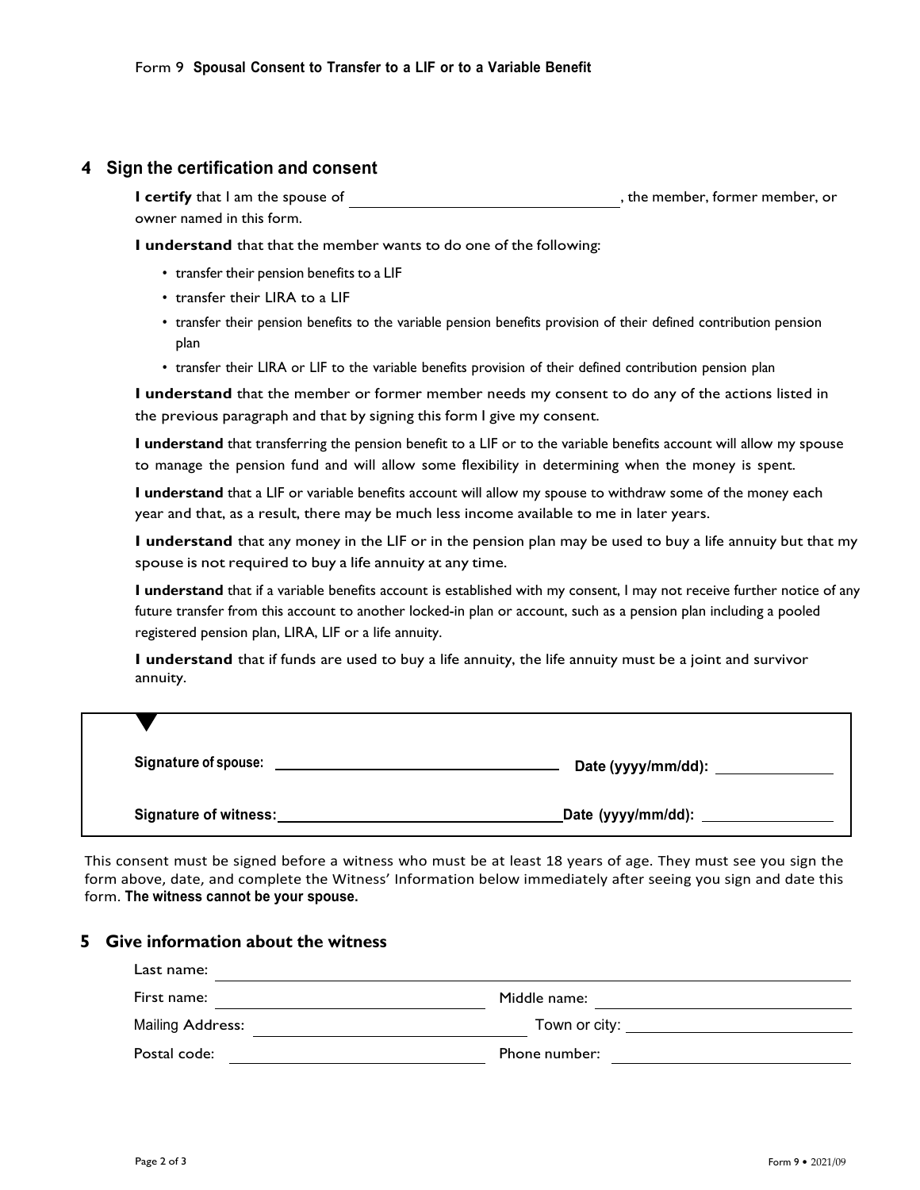Form 9 **Spousal Consent to Transfer to a LIF or to a Variable Benefit**

## 4 Sign the certification and consent

**I certify** that I am the spouse of ______________________________, the member, former member, or owner named in this form.

**I understand** that that the member wants to do one of the following:

- transfer their pension benefits to a LIF
- transfer their LIRA to a LIF
- transfer their pension benefits to the variable pension benefits provision of their defined contribution pension plan
- transfer their LIRA or LIF to the variable benefits provision of their defined contribution pension plan

**I understand** that the member or former member needs my consent to do any of the actions listed in the previous paragraph and that by signing this form I give my consent.

**I understand** that transferring the pension benefit to a LIF or to the variable benefits account will allow my spouse to manage the pension fund and will allow some flexibility in determining when the money is spent.

**I understand** that a LIF or variable benefits account will allow my spouse to withdraw some of the money each year and that, as a result, there may be much less income available to me in later years.

**I understand** that any money in the LIF or in the pension plan may be used to buy a life annuity but that my spouse is not required to buy a life annuity at any time.

**I understand** that if a variable benefits account is established with my consent, I may not receive further notice of any future transfer from this account to another locked-in plan or account, such as a pension plan including a pooled registered pension plan, LIRA, LIF or a life annuity.

**I understand** that if funds are used to buy a life annuity, the life annuity must be a joint and survivor annuity.

**Signature of spouse:** ______________________________ **Date (yyyy/mm/dd):** ______________

**Signature of witness:** ______________________________ **Date (yyyy/mm/dd):** ______________

This consent must be signed before a witness who must be at least 18 years of age. They must see you sign the form above, date, and complete the Witness' Information below immediately after seeing you sign and date this form. **The witness cannot be your spouse.**

## 5 Give information about the witness

Last name: ______________________________

First name: ______________________________ Middle name: ______________________________

Mailing Address: ______________________________ Town or city: ______________________________

Postal code: ______________________________ Phone number: ______________________________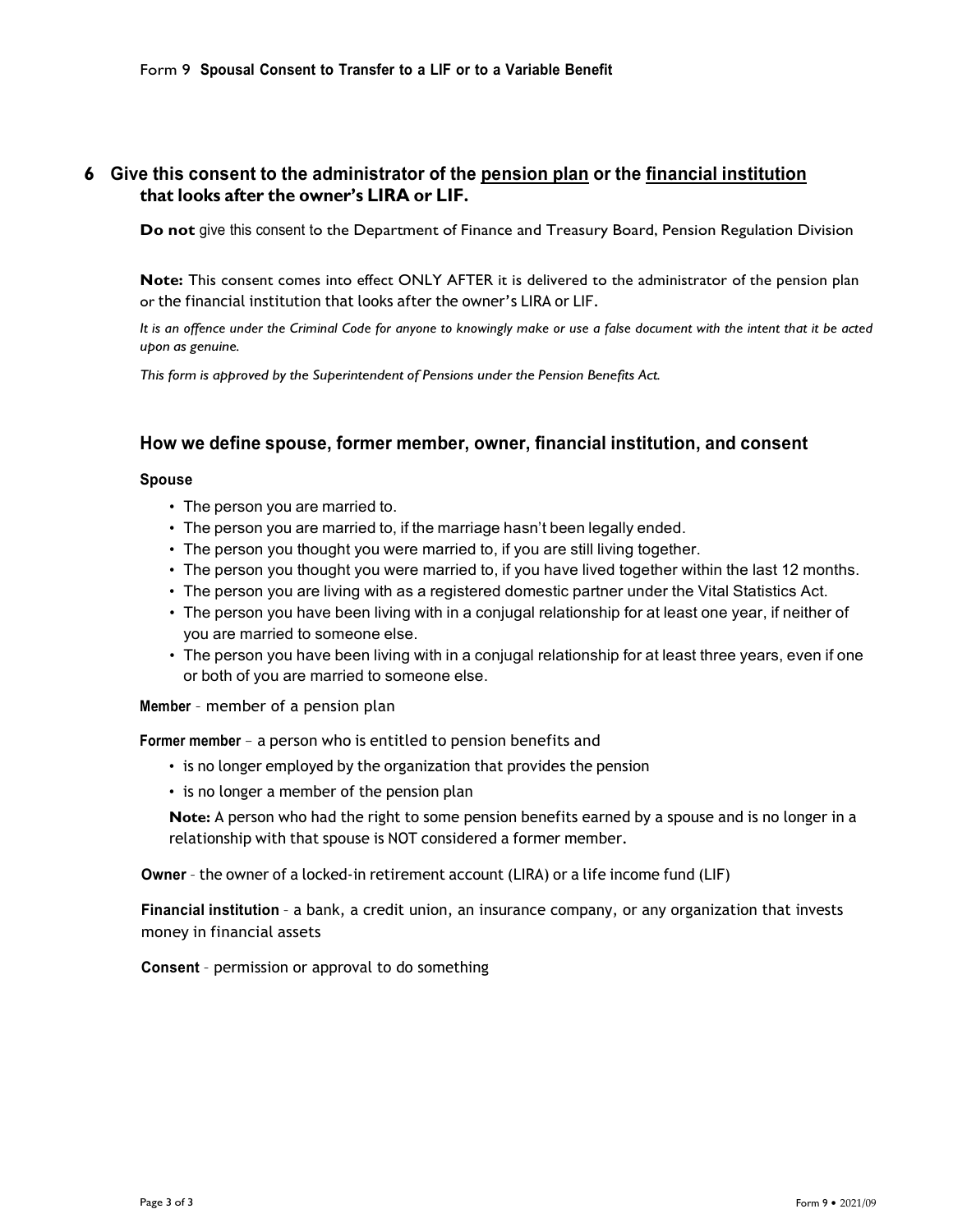## 6 Give this consent to the administrator of the pension plan or the financial institution that looks after the owner's LIRA or LIF.

**Do not** give this consent to the Department of Finance and Treasury Board, Pension Regulation Division

**Note:** This consent comes into effect ONLY AFTER it is delivered to the administrator of the pension plan or the financial institution that looks after the owner's LIRA or LIF.

*It is an offence under the Criminal Code for anyone to knowingly make or use a false document with the intent that it be acted upon as genuine.*

*This form is approved by the Superintendent of Pensions under the Pension Benefits Act.*

### How we define spouse, former member, owner, financial institution, and consent

**Spouse**

- The person you are married to.
- The person you are married to, if the marriage hasn't been legally ended.
- The person you thought you were married to, if you are still living together.
- The person you thought you were married to, if you have lived together within the last 12 months.
- The person you are living with as a registered domestic partner under the Vital Statistics Act.
- The person you have been living with in a conjugal relationship for at least one year, if neither of you are married to someone else.
- The person you have been living with in a conjugal relationship for at least three years, even if one or both of you are married to someone else.

**Member** – member of a pension plan

**Former member** – a person who is entitled to pension benefits and

- is no longer employed by the organization that provides the pension
- is no longer a member of the pension plan

**Note:** A person who had the right to some pension benefits earned by a spouse and is no longer in a relationship with that spouse is NOT considered a former member.

**Owner** – the owner of a locked-in retirement account (LIRA) or a life income fund (LIF)

**Financial institution** – a bank, a credit union, an insurance company, or any organization that invests money in financial assets

**Consent** – permission or approval to do something